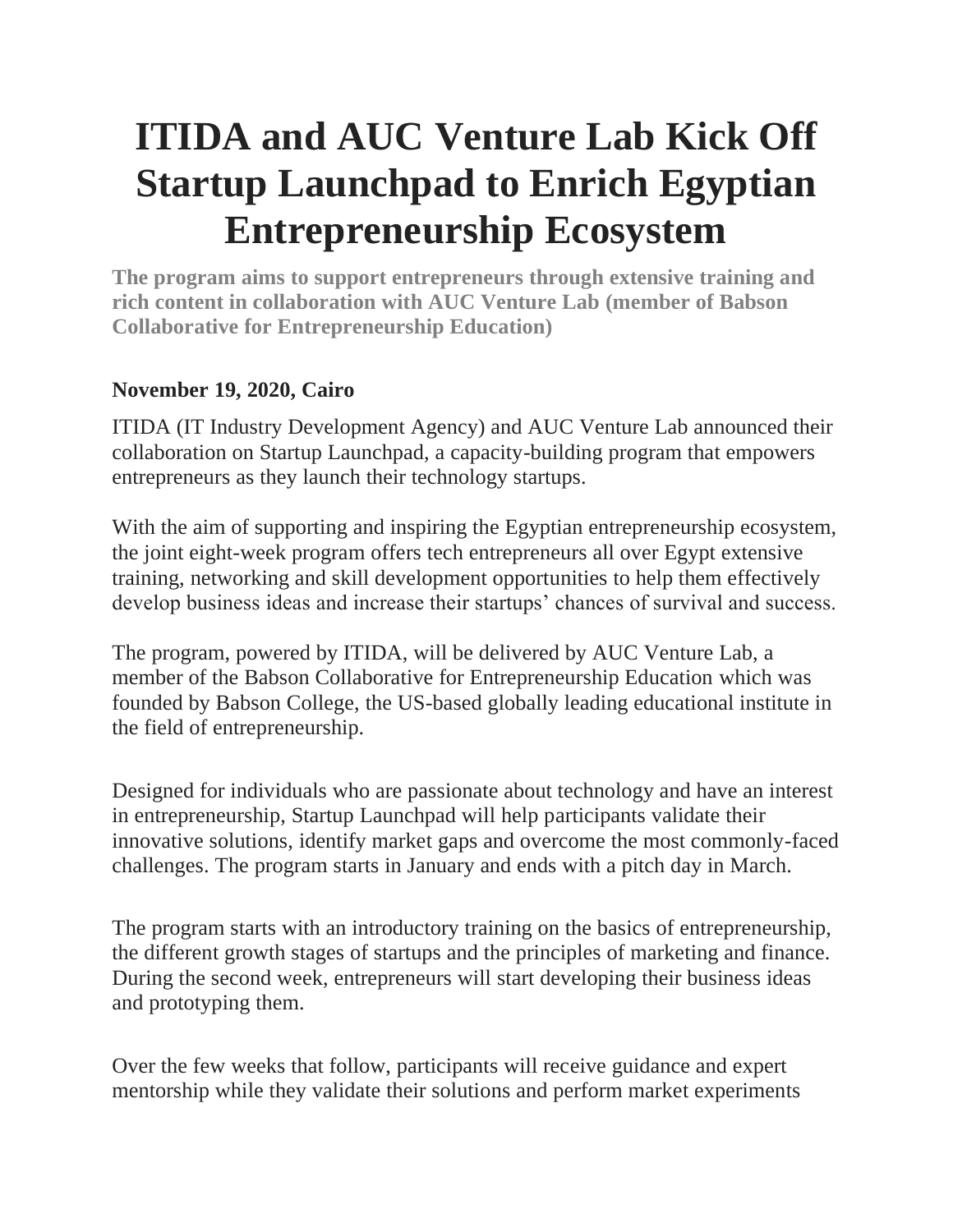# ITIDA and AUC Venture Lab Kick Off Startup Launchpad to Enrich Egyptian Entrepreneurship Ecosystem

**The program aims to support entrepreneurs through extensive training and rich content in collaboration with AUC Venture Lab (member of Babson Collaborative for Entrepreneurship Education)**

**November 19, 2020, Cairo**

ITIDA (IT Industry Development Agency) and AUC Venture Lab announced their collaboration on Startup Launchpad, a capacity-building program that empowers entrepreneurs as they launch their technology startups.

With the aim of supporting and inspiring the Egyptian entrepreneurship ecosystem, the joint eight-week program offers tech entrepreneurs all over Egypt extensive training, networking and skill development opportunities to help them effectively develop business ideas and increase their startups' chances of survival and success.

The program, powered by ITIDA, will be delivered by AUC Venture Lab, a member of the Babson Collaborative for Entrepreneurship Education which was founded by Babson College, the US-based globally leading educational institute in the field of entrepreneurship.

Designed for individuals who are passionate about technology and have an interest in entrepreneurship, Startup Launchpad will help participants validate their innovative solutions, identify market gaps and overcome the most commonly-faced challenges. The program starts in January and ends with a pitch day in March.

The program starts with an introductory training on the basics of entrepreneurship, the different growth stages of startups and the principles of marketing and finance. During the second week, entrepreneurs will start developing their business ideas and prototyping them.

Over the few weeks that follow, participants will receive guidance and expert mentorship while they validate their solutions and perform market experiments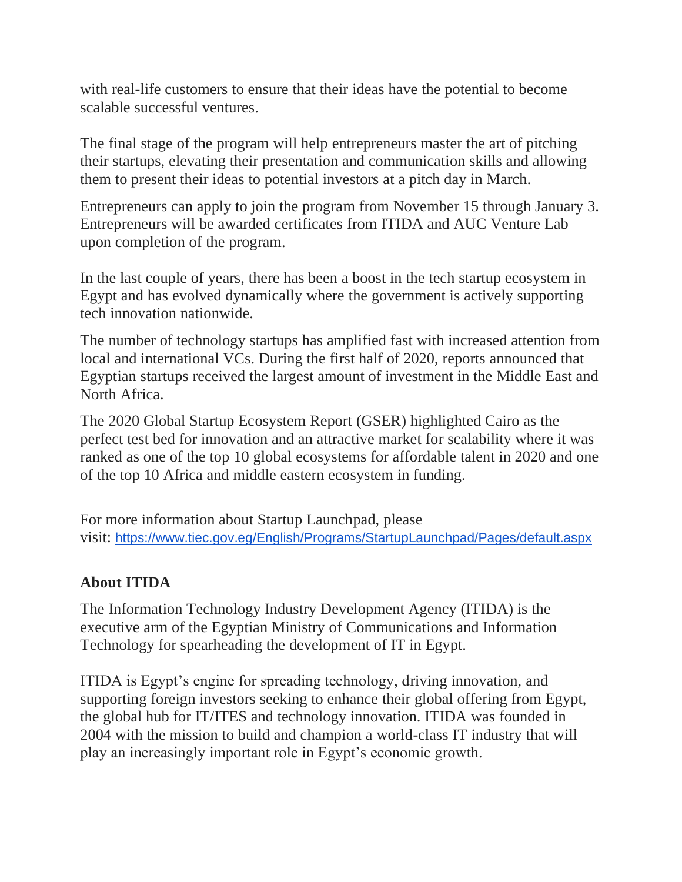with real-life customers to ensure that their ideas have the potential to become scalable successful ventures.

The final stage of the program will help entrepreneurs master the art of pitching their startups, elevating their presentation and communication skills and allowing them to present their ideas to potential investors at a pitch day in March.

Entrepreneurs can apply to join the program from November 15 through January 3. Entrepreneurs will be awarded certificates from ITIDA and AUC Venture Lab upon completion of the program.

In the last couple of years, there has been a boost in the tech startup ecosystem in Egypt and has evolved dynamically where the government is actively supporting tech innovation nationwide.

The number of technology startups has amplified fast with increased attention from local and international VCs. During the first half of 2020, reports announced that Egyptian startups received the largest amount of investment in the Middle East and North Africa.

The 2020 Global Startup Ecosystem Report (GSER) highlighted Cairo as the perfect test bed for innovation and an attractive market for scalability where it was ranked as one of the top 10 global ecosystems for affordable talent in 2020 and one of the top 10 Africa and middle eastern ecosystem in funding.

For more information about Startup Launchpad, please visit: https://www.tiec.gov.eg/English/Programs/StartupLaunchpad/Pages/default.aspx

**About ITIDA**

The Information Technology Industry Development Agency (ITIDA) is the executive arm of the Egyptian Ministry of Communications and Information Technology for spearheading the development of IT in Egypt.

ITIDA is Egypt's engine for spreading technology, driving innovation, and supporting foreign investors seeking to enhance their global offering from Egypt, the global hub for IT/ITES and technology innovation. ITIDA was founded in 2004 with the mission to build and champion a world-class IT industry that will play an increasingly important role in Egypt's economic growth.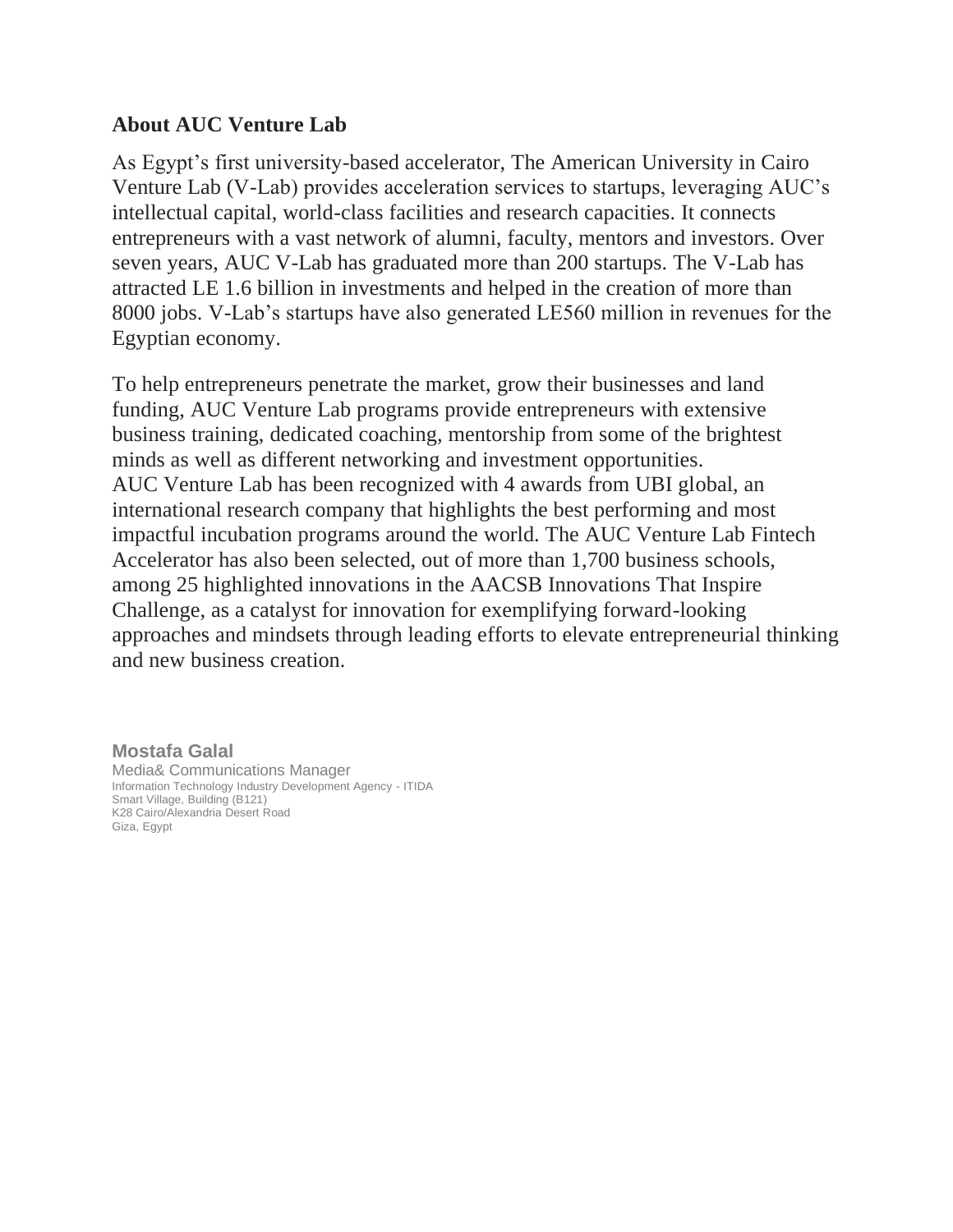## About AUC Venture Lab

As Egypt's first university-based accelerator, The American University in Cairo Venture Lab (V-Lab) provides acceleration services to startups, leveraging AUC's intellectual capital, world-class facilities and research capacities. It connects entrepreneurs with a vast network of alumni, faculty, mentors and investors. Over seven years, AUC V-Lab has graduated more than 200 startups. The V-Lab has attracted LE 1.6 billion in investments and helped in the creation of more than 8000 jobs. V-Lab's startups have also generated LE560 million in revenues for the Egyptian economy.

To help entrepreneurs penetrate the market, grow their businesses and land funding, AUC Venture Lab programs provide entrepreneurs with extensive business training, dedicated coaching, mentorship from some of the brightest minds as well as different networking and investment opportunities.
AUC Venture Lab has been recognized with 4 awards from UBI global, an international research company that highlights the best performing and most impactful incubation programs around the world. The AUC Venture Lab Fintech Accelerator has also been selected, out of more than 1,700 business schools, among 25 highlighted innovations in the AACSB Innovations That Inspire Challenge, as a catalyst for innovation for exemplifying forward-looking approaches and mindsets through leading efforts to elevate entrepreneurial thinking and new business creation.

**Mostafa Galal**
Media& Communications Manager
Information Technology Industry Development Agency - ITIDA
Smart Village, Building (B121)
K28 Cairo/Alexandria Desert Road
Giza, Egypt